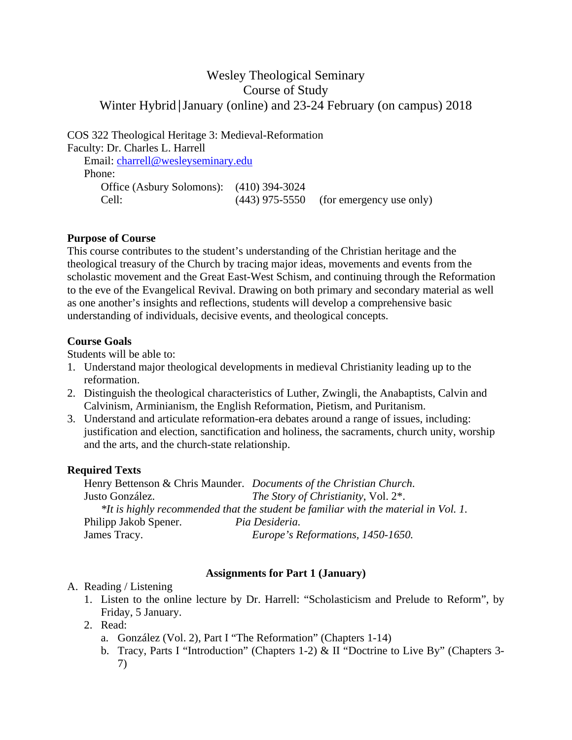# Wesley Theological Seminary
## Course of Study
## Winter Hybrid | January (online) and 23-24 February (on campus) 2018

COS 322 Theological Heritage 3: Medieval-Reformation
Faculty: Dr. Charles L. Harrell
Email: charrell@wesleyseminary.edu
Phone:
Office (Asbury Solomons): (410) 394-3024
Cell: (443) 975-5550 (for emergency use only)

**Purpose of Course**

This course contributes to the student's understanding of the Christian heritage and the theological treasury of the Church by tracing major ideas, movements and events from the scholastic movement and the Great East-West Schism, and continuing through the Reformation to the eve of the Evangelical Revival. Drawing on both primary and secondary material as well as one another's insights and reflections, students will develop a comprehensive basic understanding of individuals, decisive events, and theological concepts.

**Course Goals**

Students will be able to:

1. Understand major theological developments in medieval Christianity leading up to the reformation.
2. Distinguish the theological characteristics of Luther, Zwingli, the Anabaptists, Calvin and Calvinism, Arminianism, the English Reformation, Pietism, and Puritanism.
3. Understand and articulate reformation-era debates around a range of issues, including: justification and election, sanctification and holiness, the sacraments, church unity, worship and the arts, and the church-state relationship.

**Required Texts**

Henry Bettenson & Chris Maunder. *Documents of the Christian Church*.
Justo González. *The Story of Christianity*, Vol. 2*.
*\*It is highly recommended that the student be familiar with the material in Vol. 1.*
Philipp Jakob Spener. *Pia Desideria.*
James Tracy. *Europe's Reformations, 1450-1650.*

**Assignments for Part 1 (January)**

A. Reading / Listening
   1. Listen to the online lecture by Dr. Harrell: "Scholasticism and Prelude to Reform", by Friday, 5 January.
   2. Read:
      a. González (Vol. 2), Part I "The Reformation" (Chapters 1-14)
      b. Tracy, Parts I "Introduction" (Chapters 1-2) & II "Doctrine to Live By" (Chapters 3-7)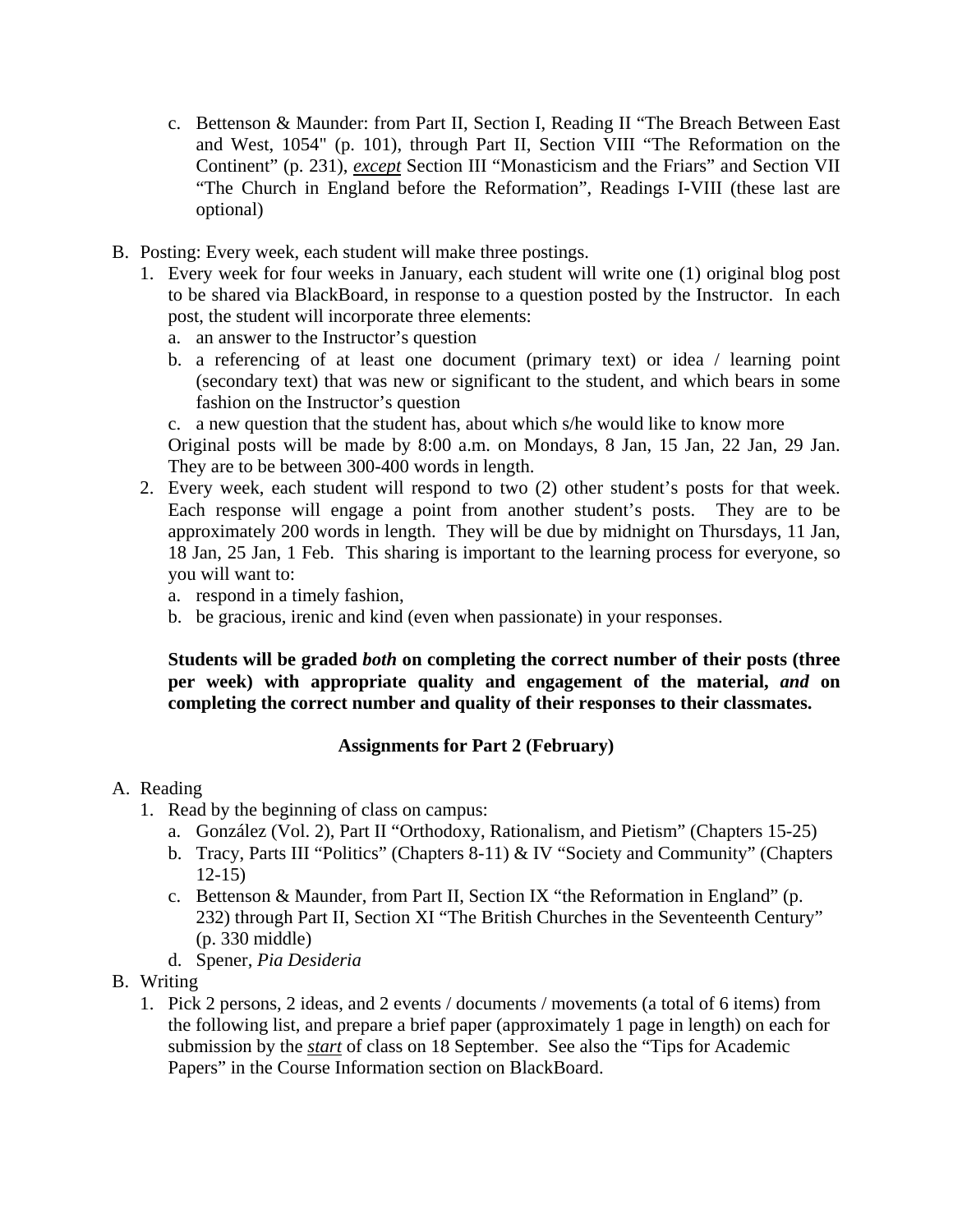c. Bettenson & Maunder: from Part II, Section I, Reading II "The Breach Between East and West, 1054" (p. 101), through Part II, Section VIII "The Reformation on the Continent" (p. 231), ***except*** Section III "Monasticism and the Friars" and Section VII "The Church in England before the Reformation", Readings I-VIII (these last are optional)

B. Posting: Every week, each student will make three postings.
   1. Every week for four weeks in January, each student will write one (1) original blog post to be shared via BlackBoard, in response to a question posted by the Instructor. In each post, the student will incorporate three elements:
      a. an answer to the Instructor's question
      b. a referencing of at least one document (primary text) or idea / learning point (secondary text) that was new or significant to the student, and which bears in some fashion on the Instructor's question
      c. a new question that the student has, about which s/he would like to know more

      Original posts will be made by 8:00 a.m. on Mondays, 8 Jan, 15 Jan, 22 Jan, 29 Jan. They are to be between 300-400 words in length.
   2. Every week, each student will respond to two (2) other student's posts for that week. Each response will engage a point from another student's posts. They are to be approximately 200 words in length. They will be due by midnight on Thursdays, 11 Jan, 18 Jan, 25 Jan, 1 Feb. This sharing is important to the learning process for everyone, so you will want to:
      a. respond in a timely fashion,
      b. be gracious, irenic and kind (even when passionate) in your responses.

   **Students will be graded *both* on completing the correct number of their posts (three per week) with appropriate quality and engagement of the material, *and* on completing the correct number and quality of their responses to their classmates.**

**Assignments for Part 2 (February)**

A. Reading
   1. Read by the beginning of class on campus:
      a. González (Vol. 2), Part II "Orthodoxy, Rationalism, and Pietism" (Chapters 15-25)
      b. Tracy, Parts III "Politics" (Chapters 8-11) & IV "Society and Community" (Chapters 12-15)
      c. Bettenson & Maunder, from Part II, Section IX "the Reformation in England" (p. 232) through Part II, Section XI "The British Churches in the Seventeenth Century" (p. 330 middle)
      d. Spener, *Pia Desideria*

B. Writing
   1. Pick 2 persons, 2 ideas, and 2 events / documents / movements (a total of 6 items) from the following list, and prepare a brief paper (approximately 1 page in length) on each for submission by the ***start*** of class on 18 September. See also the "Tips for Academic Papers" in the Course Information section on BlackBoard.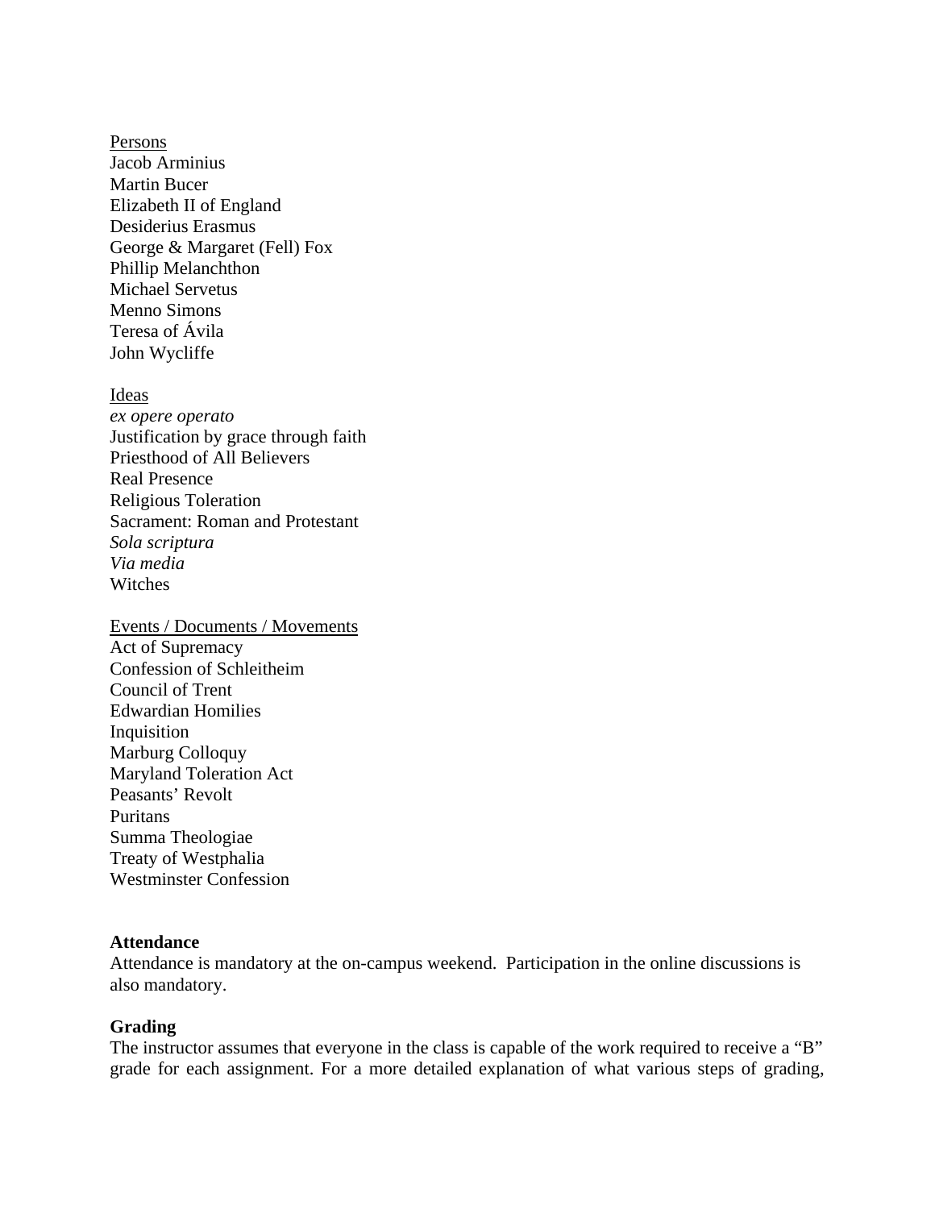Persons

Jacob Arminius
Martin Bucer
Elizabeth II of England
Desiderius Erasmus
George & Margaret (Fell) Fox
Phillip Melanchthon
Michael Servetus
Menno Simons
Teresa of Ávila
John Wycliffe

Ideas

*ex opere operato*
Justification by grace through faith
Priesthood of All Believers
Real Presence
Religious Toleration
Sacrament: Roman and Protestant
*Sola scriptura*
*Via media*
Witches

Events / Documents / Movements

Act of Supremacy
Confession of Schleitheim
Council of Trent
Edwardian Homilies
Inquisition
Marburg Colloquy
Maryland Toleration Act
Peasants' Revolt
Puritans
Summa Theologiae
Treaty of Westphalia
Westminster Confession

**Attendance**

Attendance is mandatory at the on-campus weekend. Participation in the online discussions is also mandatory.

**Grading**

The instructor assumes that everyone in the class is capable of the work required to receive a "B" grade for each assignment. For a more detailed explanation of what various steps of grading,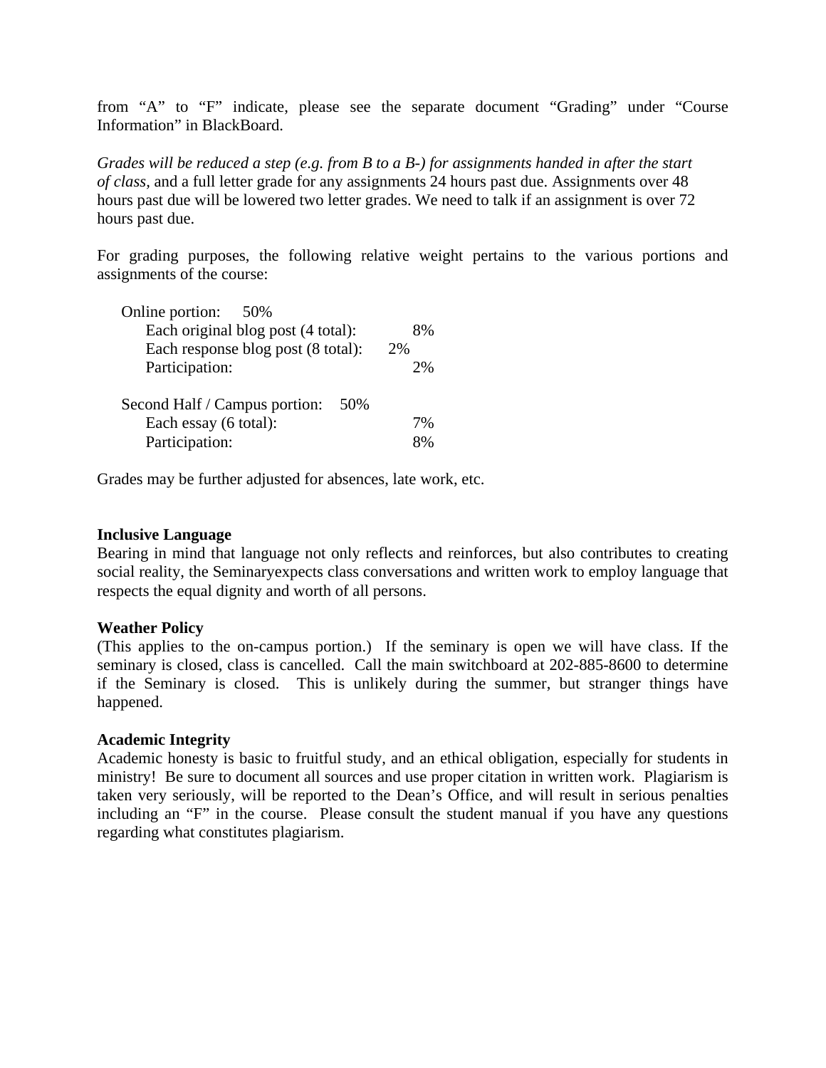from "A" to "F" indicate, please see the separate document "Grading" under "Course Information" in BlackBoard.

*Grades will be reduced a step (e.g. from B to a B-) for assignments handed in after the start of class*, and a full letter grade for any assignments 24 hours past due. Assignments over 48 hours past due will be lowered two letter grades. We need to talk if an assignment is over 72 hours past due.

For grading purposes, the following relative weight pertains to the various portions and assignments of the course:

| | |
|---|---|
| Online portion: 50% | |
| Each original blog post (4 total): | 8% |
| Each response blog post (8 total): | 2% |
| Participation: | 2% |
| Second Half / Campus portion: 50% | |
| Each essay (6 total): | 7% |
| Participation: | 8% |

Grades may be further adjusted for absences, late work, etc.

**Inclusive Language**
Bearing in mind that language not only reflects and reinforces, but also contributes to creating social reality, the Seminaryexpects class conversations and written work to employ language that respects the equal dignity and worth of all persons.

**Weather Policy**
(This applies to the on-campus portion.) If the seminary is open we will have class. If the seminary is closed, class is cancelled. Call the main switchboard at 202-885-8600 to determine if the Seminary is closed. This is unlikely during the summer, but stranger things have happened.

**Academic Integrity**
Academic honesty is basic to fruitful study, and an ethical obligation, especially for students in ministry! Be sure to document all sources and use proper citation in written work. Plagiarism is taken very seriously, will be reported to the Dean's Office, and will result in serious penalties including an "F" in the course. Please consult the student manual if you have any questions regarding what constitutes plagiarism.